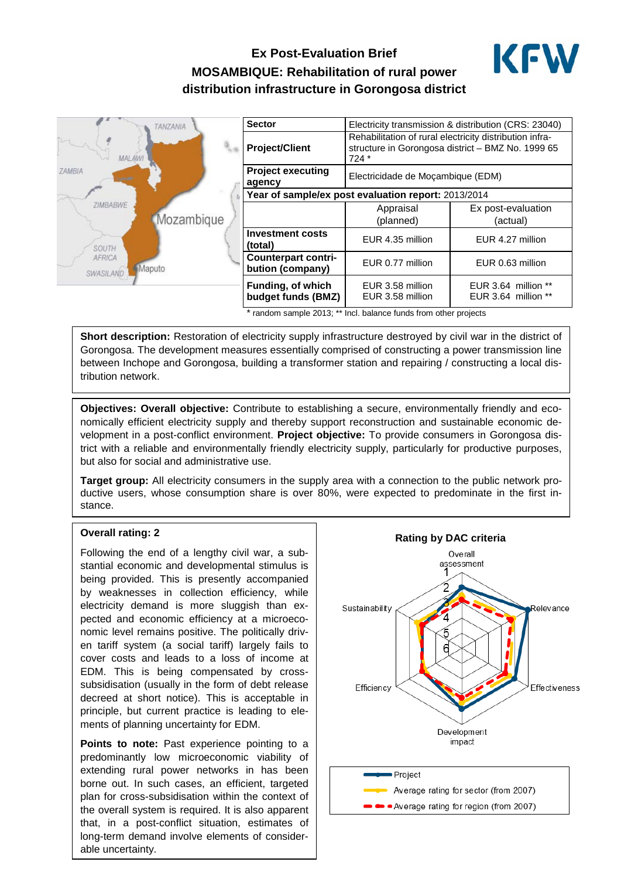# Ex Post-Evaluation Brief
## MOSAMBIQUE: Rehabilitation of rural power distribution infrastructure in Gorongosa district

| Sector | Electricity transmission & distribution (CRS: 23040) | |
|---|---|---|
| Project/Client | Rehabilitation of rural electricity distribution infrastructure in Gorongosa district – BMZ No. 1999 65 724 * | |
| Project executing agency | Electricidade de Moçambique (EDM) | |
| Year of sample/ex post evaluation report: 2013/2014 | | |
| | Appraisal (planned) | Ex post-evaluation (actual) |
| Investment costs (total) | EUR 4.35 million | EUR 4.27 million |
| Counterpart contribution (company) | EUR 0.77 million | EUR 0.63 million |
| Funding, of which budget funds (BMZ) | EUR 3.58 million<br>EUR 3.58 million | EUR 3.64 million **<br>EUR 3.64 million ** |

* random sample 2013; ** Incl. balance funds from other projects

**Short description:** Restoration of electricity supply infrastructure destroyed by civil war in the district of Gorongosa. The development measures essentially comprised of constructing a power transmission line between Inchope and Gorongosa, building a transformer station and repairing / constructing a local distribution network.

**Objectives: Overall objective:** Contribute to establishing a secure, environmentally friendly and economically efficient electricity supply and thereby support reconstruction and sustainable economic development in a post-conflict environment. **Project objective:** To provide consumers in Gorongosa district with a reliable and environmentally friendly electricity supply, particularly for productive purposes, but also for social and administrative use.

**Target group:** All electricity consumers in the supply area with a connection to the public network productive users, whose consumption share is over 80%, were expected to predominate in the first instance.

### Overall rating: 2

Following the end of a lengthy civil war, a substantial economic and developmental stimulus is being provided. This is presently accompanied by weaknesses in collection efficiency, while electricity demand is more sluggish than expected and economic efficiency at a microeconomic level remains positive. The politically driven tariff system (a social tariff) largely fails to cover costs and leads to a loss of income at EDM. This is being compensated by cross-subsidisation (usually in the form of debt release decreed at short notice). This is acceptable in principle, but current practice is leading to elements of planning uncertainty for EDM.

**Points to note:** Past experience pointing to a predominantly low microeconomic viability of extending rural power networks in has been borne out. In such cases, an efficient, targeted plan for cross-subsidisation within the context of the overall system is required. It is also apparent that, in a post-conflict situation, estimates of long-term demand involve elements of considerable uncertainty.

**Rating by DAC criteria**

Overall assessment; Relevance; Effectiveness; Development impact; Efficiency; Sustainability

Legend: Project; Average rating for sector (from 2007); Average rating for region (from 2007)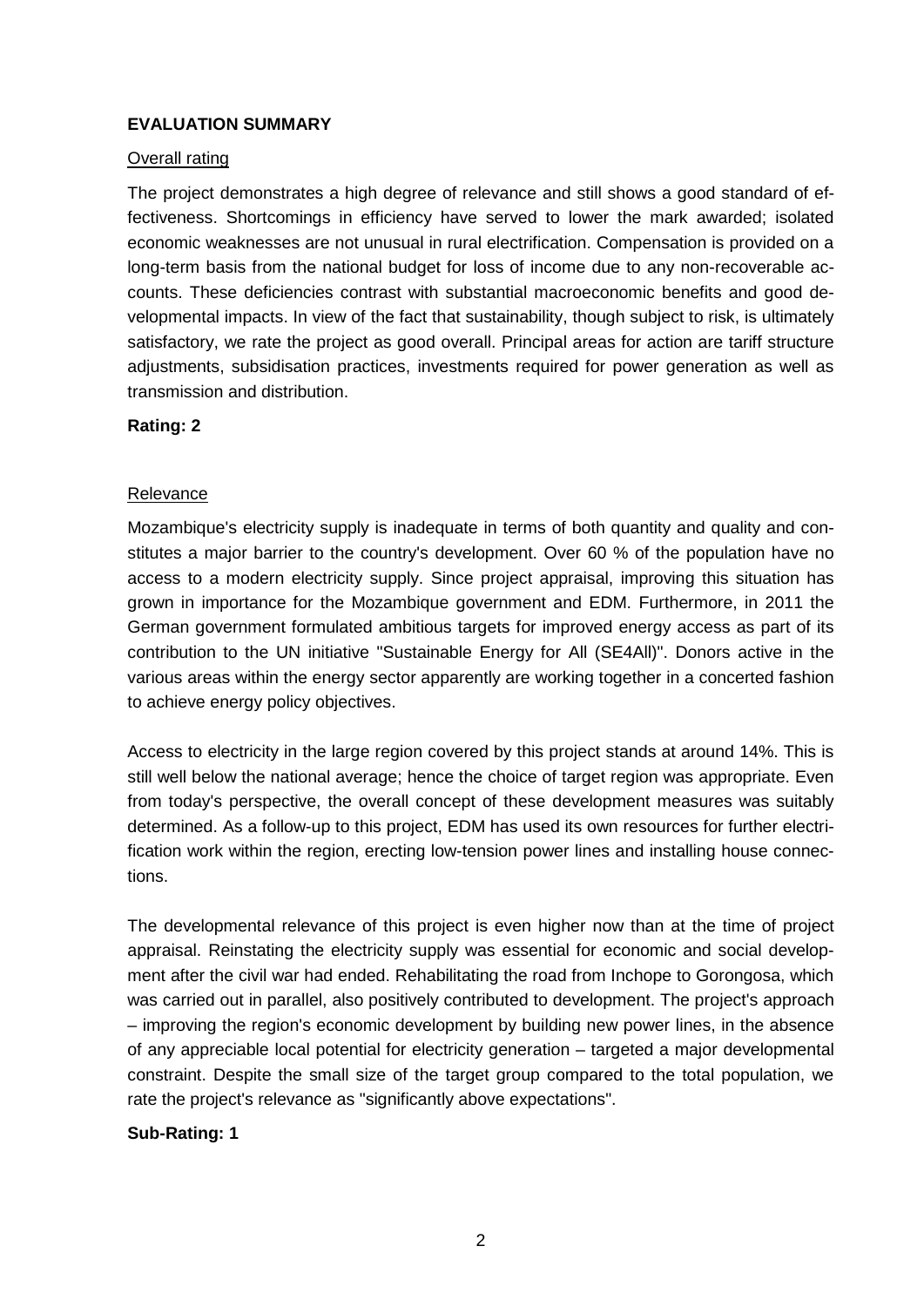**EVALUATION SUMMARY**

Overall rating

The project demonstrates a high degree of relevance and still shows a good standard of effectiveness. Shortcomings in efficiency have served to lower the mark awarded; isolated economic weaknesses are not unusual in rural electrification. Compensation is provided on a long-term basis from the national budget for loss of income due to any non-recoverable accounts. These deficiencies contrast with substantial macroeconomic benefits and good developmental impacts. In view of the fact that sustainability, though subject to risk, is ultimately satisfactory, we rate the project as good overall. Principal areas for action are tariff structure adjustments, subsidisation practices, investments required for power generation as well as transmission and distribution.

**Rating: 2**

Relevance

Mozambique's electricity supply is inadequate in terms of both quantity and quality and constitutes a major barrier to the country's development. Over 60 % of the population have no access to a modern electricity supply. Since project appraisal, improving this situation has grown in importance for the Mozambique government and EDM. Furthermore, in 2011 the German government formulated ambitious targets for improved energy access as part of its contribution to the UN initiative "Sustainable Energy for All (SE4All)". Donors active in the various areas within the energy sector apparently are working together in a concerted fashion to achieve energy policy objectives.

Access to electricity in the large region covered by this project stands at around 14%. This is still well below the national average; hence the choice of target region was appropriate. Even from today's perspective, the overall concept of these development measures was suitably determined. As a follow-up to this project, EDM has used its own resources for further electrification work within the region, erecting low-tension power lines and installing house connections.

The developmental relevance of this project is even higher now than at the time of project appraisal. Reinstating the electricity supply was essential for economic and social development after the civil war had ended. Rehabilitating the road from Inchope to Gorongosa, which was carried out in parallel, also positively contributed to development. The project's approach – improving the region's economic development by building new power lines, in the absence of any appreciable local potential for electricity generation – targeted a major developmental constraint. Despite the small size of the target group compared to the total population, we rate the project's relevance as "significantly above expectations".

**Sub-Rating: 1**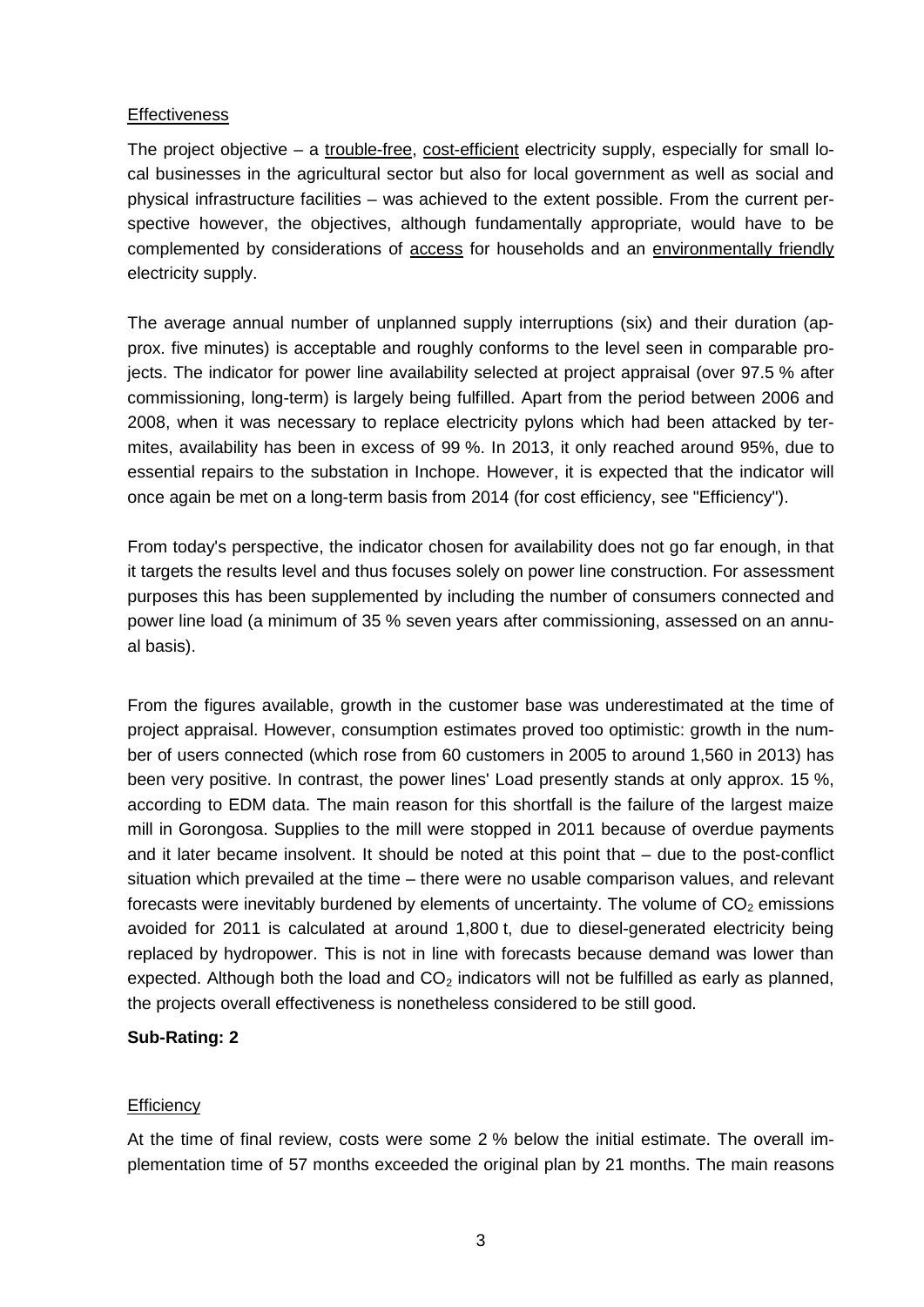## Effectiveness

The project objective – a trouble-free, cost-efficient electricity supply, especially for small local businesses in the agricultural sector but also for local government as well as social and physical infrastructure facilities – was achieved to the extent possible. From the current perspective however, the objectives, although fundamentally appropriate, would have to be complemented by considerations of access for households and an environmentally friendly electricity supply.

The average annual number of unplanned supply interruptions (six) and their duration (approx. five minutes) is acceptable and roughly conforms to the level seen in comparable projects. The indicator for power line availability selected at project appraisal (over 97.5 % after commissioning, long-term) is largely being fulfilled. Apart from the period between 2006 and 2008, when it was necessary to replace electricity pylons which had been attacked by termites, availability has been in excess of 99 %. In 2013, it only reached around 95%, due to essential repairs to the substation in Inchope. However, it is expected that the indicator will once again be met on a long-term basis from 2014 (for cost efficiency, see "Efficiency").

From today's perspective, the indicator chosen for availability does not go far enough, in that it targets the results level and thus focuses solely on power line construction. For assessment purposes this has been supplemented by including the number of consumers connected and power line load (a minimum of 35 % seven years after commissioning, assessed on an annual basis).

From the figures available, growth in the customer base was underestimated at the time of project appraisal. However, consumption estimates proved too optimistic: growth in the number of users connected (which rose from 60 customers in 2005 to around 1,560 in 2013) has been very positive. In contrast, the power lines' Load presently stands at only approx. 15 %, according to EDM data. The main reason for this shortfall is the failure of the largest maize mill in Gorongosa. Supplies to the mill were stopped in 2011 because of overdue payments and it later became insolvent. It should be noted at this point that – due to the post-conflict situation which prevailed at the time – there were no usable comparison values, and relevant forecasts were inevitably burdened by elements of uncertainty. The volume of $CO_2$ emissions avoided for 2011 is calculated at around 1,800 t, due to diesel-generated electricity being replaced by hydropower. This is not in line with forecasts because demand was lower than expected. Although both the load and $CO_2$ indicators will not be fulfilled as early as planned, the projects overall effectiveness is nonetheless considered to be still good.

**Sub-Rating: 2**

## Efficiency

At the time of final review, costs were some 2 % below the initial estimate. The overall implementation time of 57 months exceeded the original plan by 21 months. The main reasons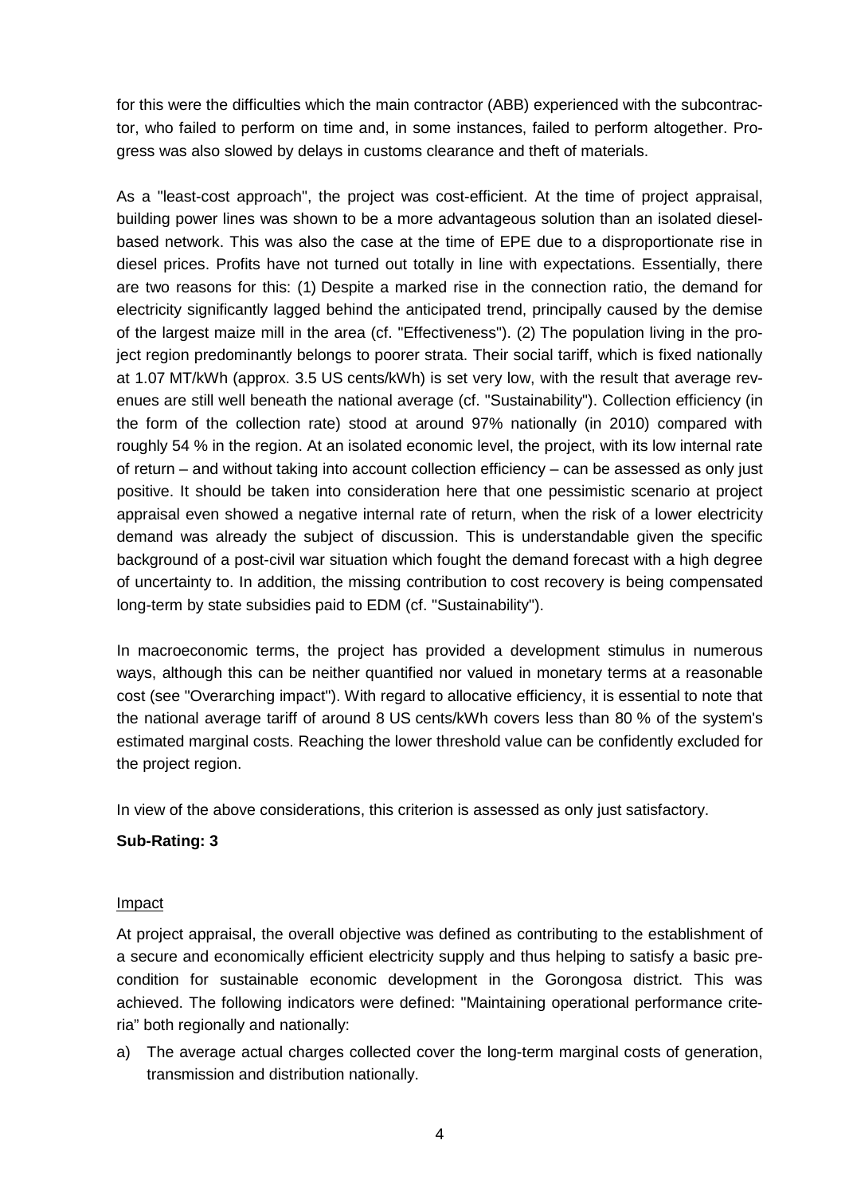for this were the difficulties which the main contractor (ABB) experienced with the subcontractor, who failed to perform on time and, in some instances, failed to perform altogether. Progress was also slowed by delays in customs clearance and theft of materials.

As a "least-cost approach", the project was cost-efficient. At the time of project appraisal, building power lines was shown to be a more advantageous solution than an isolated diesel-based network. This was also the case at the time of EPE due to a disproportionate rise in diesel prices. Profits have not turned out totally in line with expectations. Essentially, there are two reasons for this: (1) Despite a marked rise in the connection ratio, the demand for electricity significantly lagged behind the anticipated trend, principally caused by the demise of the largest maize mill in the area (cf. "Effectiveness"). (2) The population living in the project region predominantly belongs to poorer strata. Their social tariff, which is fixed nationally at 1.07 MT/kWh (approx. 3.5 US cents/kWh) is set very low, with the result that average revenues are still well beneath the national average (cf. "Sustainability"). Collection efficiency (in the form of the collection rate) stood at around 97% nationally (in 2010) compared with roughly 54 % in the region. At an isolated economic level, the project, with its low internal rate of return – and without taking into account collection efficiency – can be assessed as only just positive. It should be taken into consideration here that one pessimistic scenario at project appraisal even showed a negative internal rate of return, when the risk of a lower electricity demand was already the subject of discussion. This is understandable given the specific background of a post-civil war situation which fought the demand forecast with a high degree of uncertainty to. In addition, the missing contribution to cost recovery is being compensated long-term by state subsidies paid to EDM (cf. "Sustainability").

In macroeconomic terms, the project has provided a development stimulus in numerous ways, although this can be neither quantified nor valued in monetary terms at a reasonable cost (see "Overarching impact"). With regard to allocative efficiency, it is essential to note that the national average tariff of around 8 US cents/kWh covers less than 80 % of the system's estimated marginal costs. Reaching the lower threshold value can be confidently excluded for the project region.

In view of the above considerations, this criterion is assessed as only just satisfactory.

**Sub-Rating: 3**

Impact

At project appraisal, the overall objective was defined as contributing to the establishment of a secure and economically efficient electricity supply and thus helping to satisfy a basic precondition for sustainable economic development in the Gorongosa district. This was achieved. The following indicators were defined: "Maintaining operational performance criteria" both regionally and nationally:

a) The average actual charges collected cover the long-term marginal costs of generation, transmission and distribution nationally.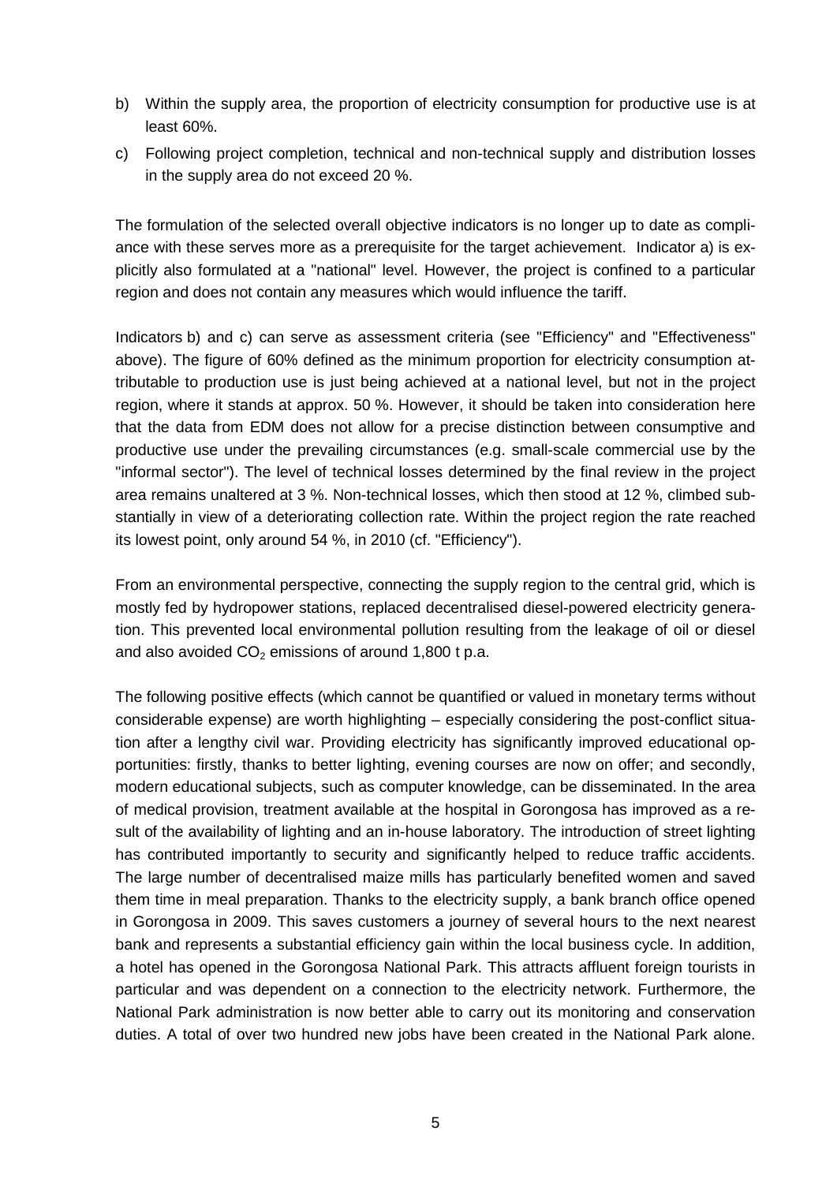b) Within the supply area, the proportion of electricity consumption for productive use is at least 60%.

c) Following project completion, technical and non-technical supply and distribution losses in the supply area do not exceed 20 %.

The formulation of the selected overall objective indicators is no longer up to date as compliance with these serves more as a prerequisite for the target achievement. Indicator a) is explicitly also formulated at a "national" level. However, the project is confined to a particular region and does not contain any measures which would influence the tariff.

Indicators b) and c) can serve as assessment criteria (see "Efficiency" and "Effectiveness" above). The figure of 60% defined as the minimum proportion for electricity consumption attributable to production use is just being achieved at a national level, but not in the project region, where it stands at approx. 50 %. However, it should be taken into consideration here that the data from EDM does not allow for a precise distinction between consumptive and productive use under the prevailing circumstances (e.g. small-scale commercial use by the "informal sector"). The level of technical losses determined by the final review in the project area remains unaltered at 3 %. Non-technical losses, which then stood at 12 %, climbed substantially in view of a deteriorating collection rate. Within the project region the rate reached its lowest point, only around 54 %, in 2010 (cf. "Efficiency").

From an environmental perspective, connecting the supply region to the central grid, which is mostly fed by hydropower stations, replaced decentralised diesel-powered electricity generation. This prevented local environmental pollution resulting from the leakage of oil or diesel and also avoided $CO_2$ emissions of around 1,800 t p.a.

The following positive effects (which cannot be quantified or valued in monetary terms without considerable expense) are worth highlighting – especially considering the post-conflict situation after a lengthy civil war. Providing electricity has significantly improved educational opportunities: firstly, thanks to better lighting, evening courses are now on offer; and secondly, modern educational subjects, such as computer knowledge, can be disseminated. In the area of medical provision, treatment available at the hospital in Gorongosa has improved as a result of the availability of lighting and an in-house laboratory. The introduction of street lighting has contributed importantly to security and significantly helped to reduce traffic accidents. The large number of decentralised maize mills has particularly benefited women and saved them time in meal preparation. Thanks to the electricity supply, a bank branch office opened in Gorongosa in 2009. This saves customers a journey of several hours to the next nearest bank and represents a substantial efficiency gain within the local business cycle. In addition, a hotel has opened in the Gorongosa National Park. This attracts affluent foreign tourists in particular and was dependent on a connection to the electricity network. Furthermore, the National Park administration is now better able to carry out its monitoring and conservation duties. A total of over two hundred new jobs have been created in the National Park alone.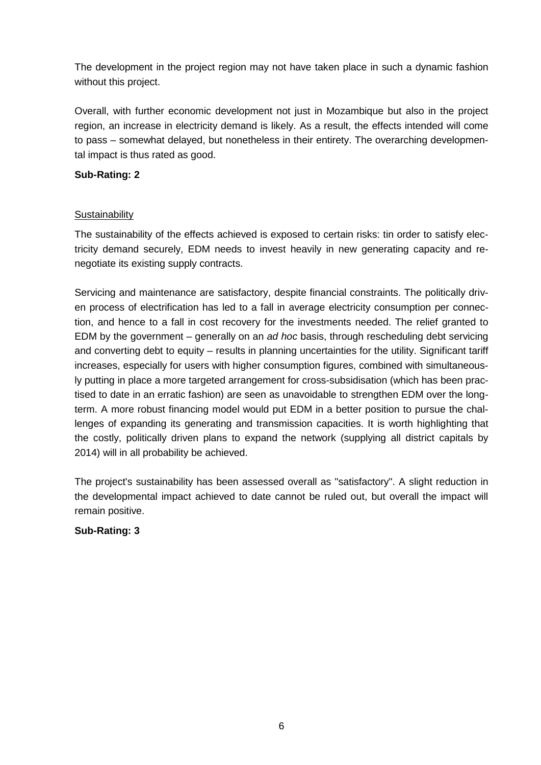The development in the project region may not have taken place in such a dynamic fashion without this project.

Overall, with further economic development not just in Mozambique but also in the project region, an increase in electricity demand is likely. As a result, the effects intended will come to pass – somewhat delayed, but nonetheless in their entirety. The overarching developmental impact is thus rated as good.

**Sub-Rating: 2**

<u>Sustainability</u>

The sustainability of the effects achieved is exposed to certain risks: tin order to satisfy electricity demand securely, EDM needs to invest heavily in new generating capacity and renegotiate its existing supply contracts.

Servicing and maintenance are satisfactory, despite financial constraints. The politically driven process of electrification has led to a fall in average electricity consumption per connection, and hence to a fall in cost recovery for the investments needed. The relief granted to EDM by the government – generally on an *ad hoc* basis, through rescheduling debt servicing and converting debt to equity – results in planning uncertainties for the utility. Significant tariff increases, especially for users with higher consumption figures, combined with simultaneously putting in place a more targeted arrangement for cross-subsidisation (which has been practised to date in an erratic fashion) are seen as unavoidable to strengthen EDM over the long-term. A more robust financing model would put EDM in a better position to pursue the challenges of expanding its generating and transmission capacities. It is worth highlighting that the costly, politically driven plans to expand the network (supplying all district capitals by 2014) will in all probability be achieved.

The project's sustainability has been assessed overall as "satisfactory". A slight reduction in the developmental impact achieved to date cannot be ruled out, but overall the impact will remain positive.

**Sub-Rating: 3**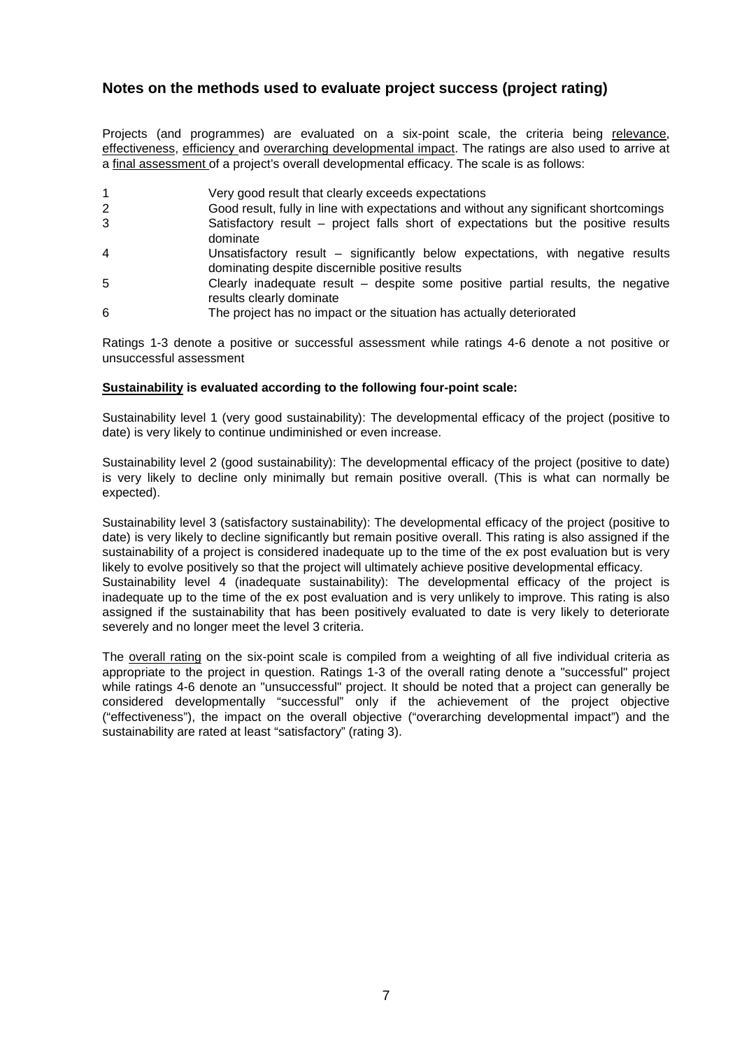## Notes on the methods used to evaluate project success (project rating)

Projects (and programmes) are evaluated on a six-point scale, the criteria being relevance, effectiveness, efficiency and overarching developmental impact. The ratings are also used to arrive at a final assessment of a project's overall developmental efficacy. The scale is as follows:

| | |
|---|---|
| 1 | Very good result that clearly exceeds expectations |
| 2 | Good result, fully in line with expectations and without any significant shortcomings |
| 3 | Satisfactory result – project falls short of expectations but the positive results dominate |
| 4 | Unsatisfactory result – significantly below expectations, with negative results dominating despite discernible positive results |
| 5 | Clearly inadequate result – despite some positive partial results, the negative results clearly dominate |
| 6 | The project has no impact or the situation has actually deteriorated |

Ratings 1-3 denote a positive or successful assessment while ratings 4-6 denote a not positive or unsuccessful assessment

**Sustainability is evaluated according to the following four-point scale:**

Sustainability level 1 (very good sustainability): The developmental efficacy of the project (positive to date) is very likely to continue undiminished or even increase.

Sustainability level 2 (good sustainability): The developmental efficacy of the project (positive to date) is very likely to decline only minimally but remain positive overall. (This is what can normally be expected).

Sustainability level 3 (satisfactory sustainability): The developmental efficacy of the project (positive to date) is very likely to decline significantly but remain positive overall. This rating is also assigned if the sustainability of a project is considered inadequate up to the time of the ex post evaluation but is very likely to evolve positively so that the project will ultimately achieve positive developmental efficacy.
Sustainability level 4 (inadequate sustainability): The developmental efficacy of the project is inadequate up to the time of the ex post evaluation and is very unlikely to improve. This rating is also assigned if the sustainability that has been positively evaluated to date is very likely to deteriorate severely and no longer meet the level 3 criteria.

The overall rating on the six-point scale is compiled from a weighting of all five individual criteria as appropriate to the project in question. Ratings 1-3 of the overall rating denote a "successful" project while ratings 4-6 denote an "unsuccessful" project. It should be noted that a project can generally be considered developmentally "successful" only if the achievement of the project objective ("effectiveness"), the impact on the overall objective ("overarching developmental impact") and the sustainability are rated at least "satisfactory" (rating 3).